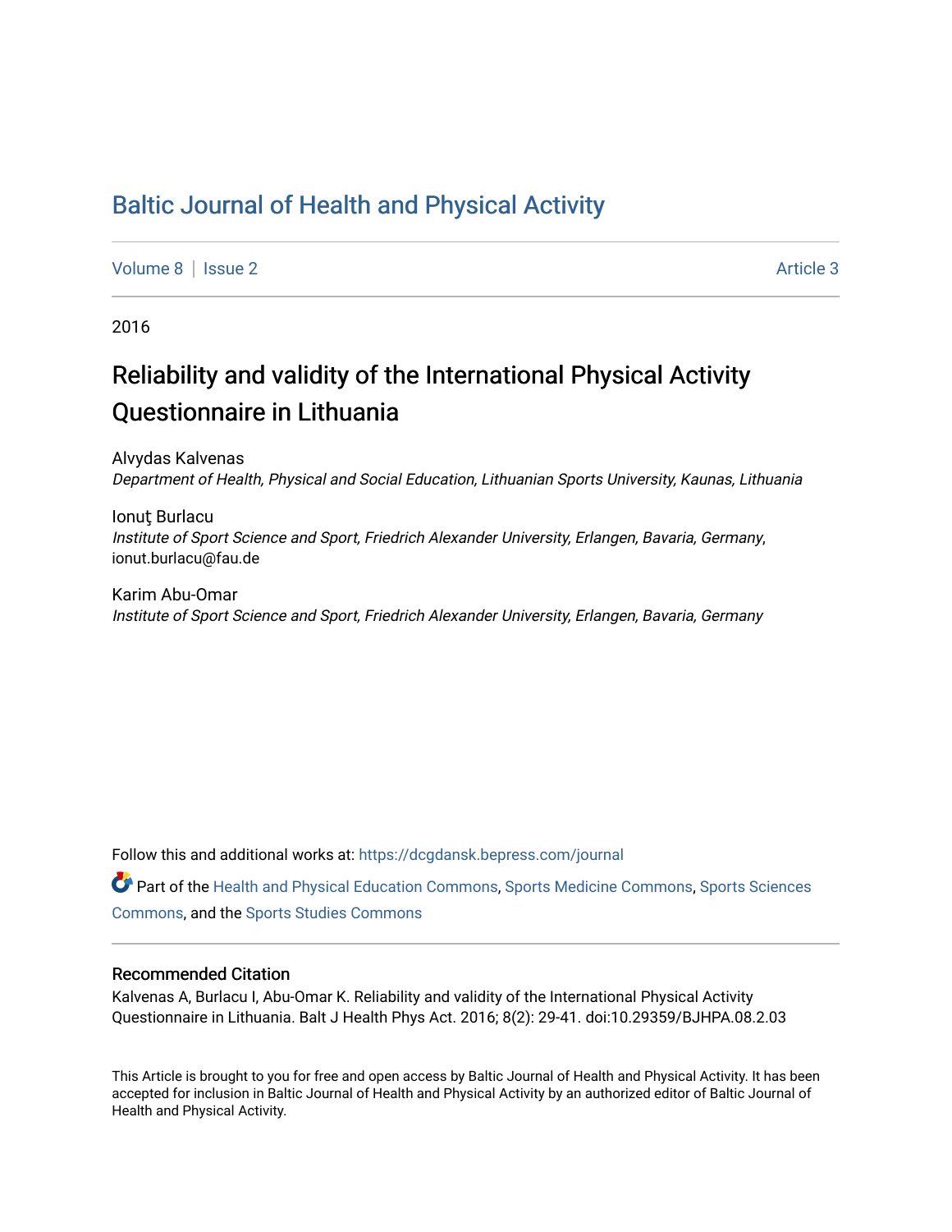# Baltic Journal of Health and Physical Activity

Volume 8 | Issue 2 Article 3

2016

## Reliability and validity of the International Physical Activity Questionnaire in Lithuania

Alvydas Kalvenas
*Department of Health, Physical and Social Education, Lithuanian Sports University, Kaunas, Lithuania*

Ionuţ Burlacu
*Institute of Sport Science and Sport, Friedrich Alexander University, Erlangen, Bavaria, Germany*, ionut.burlacu@fau.de

Karim Abu-Omar
*Institute of Sport Science and Sport, Friedrich Alexander University, Erlangen, Bavaria, Germany*

Follow this and additional works at: https://dcgdansk.bepress.com/journal

Part of the Health and Physical Education Commons, Sports Medicine Commons, Sports Sciences Commons, and the Sports Studies Commons

### Recommended Citation

Kalvenas A, Burlacu I, Abu-Omar K. Reliability and validity of the International Physical Activity Questionnaire in Lithuania. Balt J Health Phys Act. 2016; 8(2): 29-41. doi:10.29359/BJHPA.08.2.03

This Article is brought to you for free and open access by Baltic Journal of Health and Physical Activity. It has been accepted for inclusion in Baltic Journal of Health and Physical Activity by an authorized editor of Baltic Journal of Health and Physical Activity.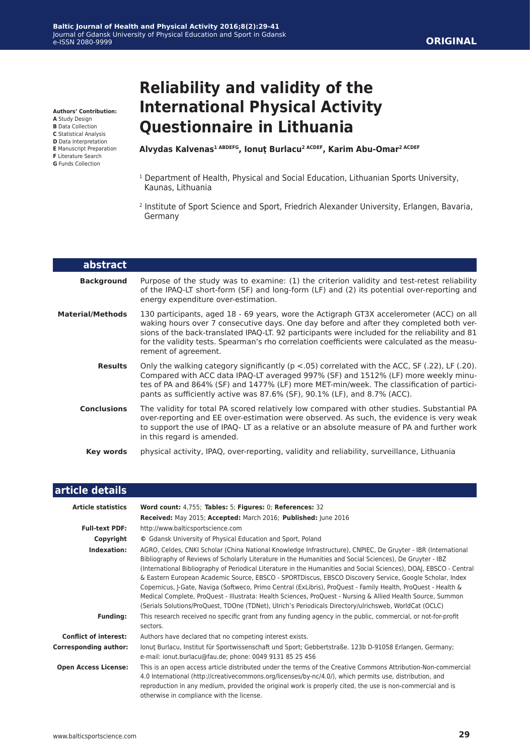**ORIGINAL**

# Reliability and validity of the International Physical Activity Questionnaire in Lithuania

**Authors' Contribution:**
**A** Study Design
**B** Data Collection
**C** Statistical Analysis
**D** Data Interpretation
**E** Manuscript Preparation
**F** Literature Search
**G** Funds Collection

**Alvydas Kalvenas[1 ABDEFG], Ionuț Burlacu[2 ACDEF], Karim Abu-Omar[2 ACDEF]**

[1] Department of Health, Physical and Social Education, Lithuanian Sports University, Kaunas, Lithuania

[2] Institute of Sport Science and Sport, Friedrich Alexander University, Erlangen, Bavaria, Germany

## abstract

**Background** Purpose of the study was to examine: (1) the criterion validity and test-retest reliability of the IPAQ-LT short-form (SF) and long-form (LF) and (2) its potential over-reporting and energy expenditure over-estimation.

**Material/Methods** 130 participants, aged 18 - 69 years, wore the Actigraph GT3X accelerometer (ACC) on all waking hours over 7 consecutive days. One day before and after they completed both versions of the back-translated IPAQ-LT. 92 participants were included for the reliability and 81 for the validity tests. Spearman's rho correlation coefficients were calculated as the measurement of agreement.

**Results** Only the walking category significantly ($p < .05$) correlated with the ACC, SF (.22), LF (.20). Compared with ACC data IPAQ-LT averaged 997% (SF) and 1512% (LF) more weekly minutes of PA and 864% (SF) and 1477% (LF) more MET-min/week. The classification of participants as sufficiently active was 87.6% (SF), 90.1% (LF), and 8.7% (ACC).

**Conclusions** The validity for total PA scored relatively low compared with other studies. Substantial PA over-reporting and EE over-estimation were observed. As such, the evidence is very weak to support the use of IPAQ- LT as a relative or an absolute measure of PA and further work in this regard is amended.

**Key words** physical activity, IPAQ, over-reporting, validity and reliability, surveillance, Lithuania

## article details

**Article statistics** **Word count:** 4,755; **Tables:** 5; **Figures:** 0; **References:** 32
**Received:** May 2015; **Accepted:** March 2016; **Published:** June 2016

**Full-text PDF:** http://www.balticsportscience.com

**Copyright** © Gdansk University of Physical Education and Sport, Poland

**Indexation:** AGRO, Celdes, CNKI Scholar (China National Knowledge Infrastructure), CNPIEC, De Gruyter - IBR (International Bibliography of Reviews of Scholarly Literature in the Humanities and Social Sciences), De Gruyter - IBZ (International Bibliography of Periodical Literature in the Humanities and Social Sciences), DOAJ, EBSCO - Central & Eastern European Academic Source, EBSCO - SPORTDiscus, EBSCO Discovery Service, Google Scholar, Index Copernicus, J-Gate, Naviga (Softweco, Primo Central (ExLibris), ProQuest - Family Health, ProQuest - Health & Medical Complete, ProQuest - Illustrata: Health Sciences, ProQuest - Nursing & Allied Health Source, Summon (Serials Solutions/ProQuest, TDOne (TDNet), Ulrich's Periodicals Directory/ulrichsweb, WorldCat (OCLC)

**Funding:** This research received no specific grant from any funding agency in the public, commercial, or not-for-profit sectors.

**Conflict of interest:** Authors have declared that no competing interest exists.

**Corresponding author:** Ionuț Burlacu, Institut für Sportwissenschaft und Sport; Gebbertstraße. 123b D-91058 Erlangen, Germany; e-mail: ionut.burlacu@fau.de; phone: 0049 9131 85 25 456

**Open Access License:** This is an open access article distributed under the terms of the Creative Commons Attribution-Non-commercial 4.0 International (http://creativecommons.org/licenses/by-nc/4.0/), which permits use, distribution, and reproduction in any medium, provided the original work is properly cited, the use is non-commercial and is otherwise in compliance with the license.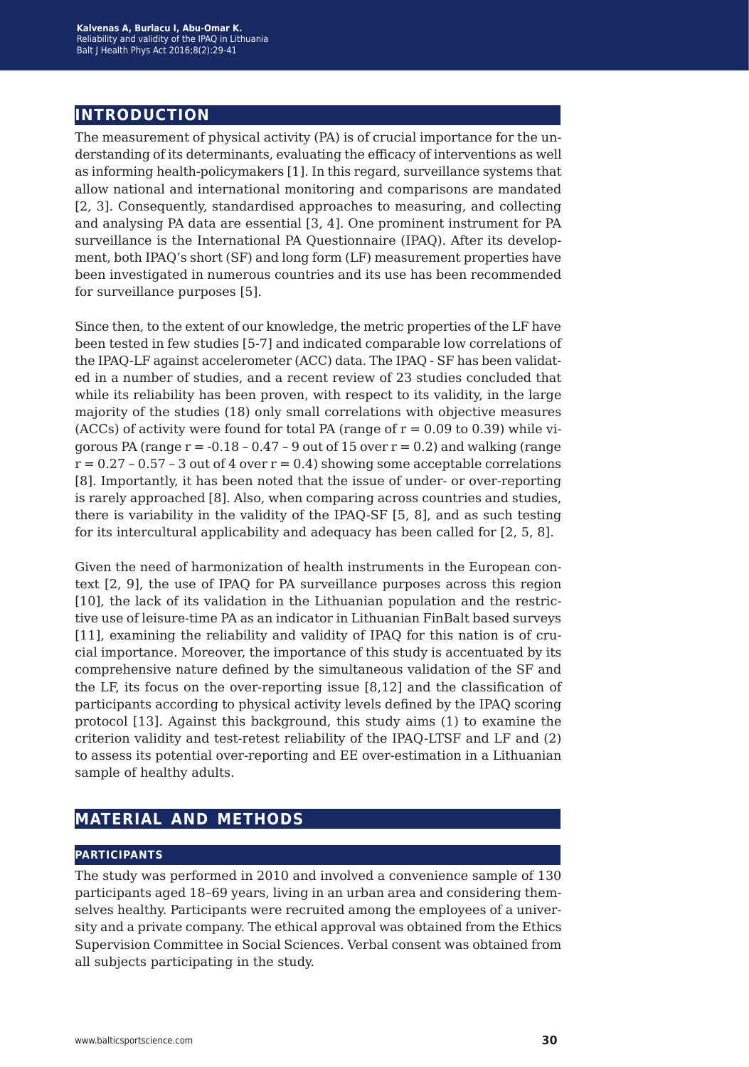## INTRODUCTION

The measurement of physical activity (PA) is of crucial importance for the understanding of its determinants, evaluating the efficacy of interventions as well as informing health-policymakers [1]. In this regard, surveillance systems that allow national and international monitoring and comparisons are mandated [2, 3]. Consequently, standardised approaches to measuring, and collecting and analysing PA data are essential [3, 4]. One prominent instrument for PA surveillance is the International PA Questionnaire (IPAQ). After its development, both IPAQ's short (SF) and long form (LF) measurement properties have been investigated in numerous countries and its use has been recommended for surveillance purposes [5].

Since then, to the extent of our knowledge, the metric properties of the LF have been tested in few studies [5-7] and indicated comparable low correlations of the IPAQ-LF against accelerometer (ACC) data. The IPAQ - SF has been validated in a number of studies, and a recent review of 23 studies concluded that while its reliability has been proven, with respect to its validity, in the large majority of the studies (18) only small correlations with objective measures (ACCs) of activity were found for total PA (range of $r = 0.09$ to $0.39$) while vigorous PA (range $r = -0.18 – 0.47$ – 9 out of 15 over $r = 0.2$) and walking (range $r = 0.27 – 0.57$ – 3 out of 4 over $r = 0.4$) showing some acceptable correlations [8]. Importantly, it has been noted that the issue of under- or over-reporting is rarely approached [8]. Also, when comparing across countries and studies, there is variability in the validity of the IPAQ-SF [5, 8], and as such testing for its intercultural applicability and adequacy has been called for [2, 5, 8].

Given the need of harmonization of health instruments in the European context [2, 9], the use of IPAQ for PA surveillance purposes across this region [10], the lack of its validation in the Lithuanian population and the restrictive use of leisure-time PA as an indicator in Lithuanian FinBalt based surveys [11], examining the reliability and validity of IPAQ for this nation is of crucial importance. Moreover, the importance of this study is accentuated by its comprehensive nature defined by the simultaneous validation of the SF and the LF, its focus on the over-reporting issue [8,12] and the classification of participants according to physical activity levels defined by the IPAQ scoring protocol [13]. Against this background, this study aims (1) to examine the criterion validity and test-retest reliability of the IPAQ-LTSF and LF and (2) to assess its potential over-reporting and EE over-estimation in a Lithuanian sample of healthy adults.

## MATERIAL AND METHODS

### PARTICIPANTS

The study was performed in 2010 and involved a convenience sample of 130 participants aged 18–69 years, living in an urban area and considering themselves healthy. Participants were recruited among the employees of a university and a private company. The ethical approval was obtained from the Ethics Supervision Committee in Social Sciences. Verbal consent was obtained from all subjects participating in the study.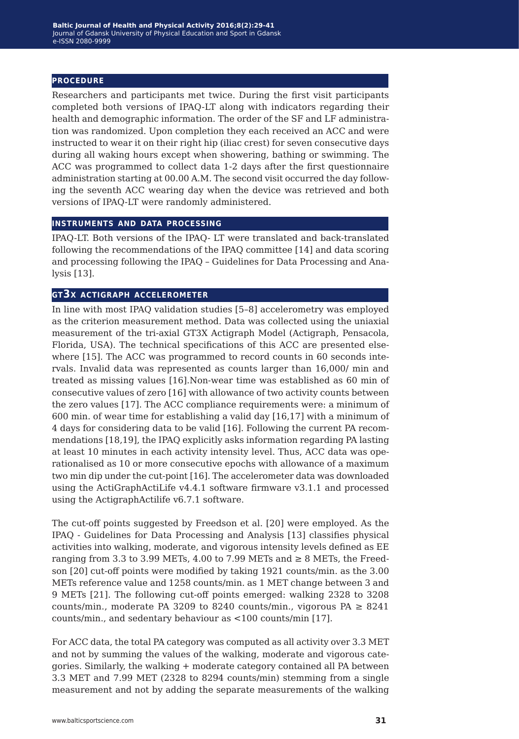## PROCEDURE

Researchers and participants met twice. During the first visit participants completed both versions of IPAQ-LT along with indicators regarding their health and demographic information. The order of the SF and LF administration was randomized. Upon completion they each received an ACC and were instructed to wear it on their right hip (iliac crest) for seven consecutive days during all waking hours except when showering, bathing or swimming. The ACC was programmed to collect data 1-2 days after the first questionnaire administration starting at 00.00 A.M. The second visit occurred the day following the seventh ACC wearing day when the device was retrieved and both versions of IPAQ-LT were randomly administered.

## INSTRUMENTS AND DATA PROCESSING

IPAQ-LT. Both versions of the IPAQ- LT were translated and back-translated following the recommendations of the IPAQ committee [14] and data scoring and processing following the IPAQ – Guidelines for Data Processing and Analysis [13].

## GT3X ACTIGRAPH ACCELEROMETER

In line with most IPAQ validation studies [5–8] accelerometry was employed as the criterion measurement method. Data was collected using the uniaxial measurement of the tri-axial GT3X Actigraph Model (Actigraph, Pensacola, Florida, USA). The technical specifications of this ACC are presented elsewhere [15]. The ACC was programmed to record counts in 60 seconds intervals. Invalid data was represented as counts larger than 16,000/ min and treated as missing values [16].Non-wear time was established as 60 min of consecutive values of zero [16] with allowance of two activity counts between the zero values [17]. The ACC compliance requirements were: a minimum of 600 min. of wear time for establishing a valid day [16,17] with a minimum of 4 days for considering data to be valid [16]. Following the current PA recommendations [18,19], the IPAQ explicitly asks information regarding PA lasting at least 10 minutes in each activity intensity level. Thus, ACC data was operationalised as 10 or more consecutive epochs with allowance of a maximum two min dip under the cut-point [16]. The accelerometer data was downloaded using the ActiGraphActiLife v4.4.1 software firmware v3.1.1 and processed using the ActigraphActilife v6.7.1 software.

The cut-off points suggested by Freedson et al. [20] were employed. As the IPAQ - Guidelines for Data Processing and Analysis [13] classifies physical activities into walking, moderate, and vigorous intensity levels defined as EE ranging from 3.3 to 3.99 METs, 4.00 to 7.99 METs and ≥ 8 METs, the Freedson [20] cut-off points were modified by taking 1921 counts/min. as the 3.00 METs reference value and 1258 counts/min. as 1 MET change between 3 and 9 METs [21]. The following cut-off points emerged: walking 2328 to 3208 counts/min., moderate PA 3209 to 8240 counts/min., vigorous PA ≥ 8241 counts/min., and sedentary behaviour as <100 counts/min [17].

For ACC data, the total PA category was computed as all activity over 3.3 MET and not by summing the values of the walking, moderate and vigorous categories. Similarly, the walking + moderate category contained all PA between 3.3 MET and 7.99 MET (2328 to 8294 counts/min) stemming from a single measurement and not by adding the separate measurements of the walking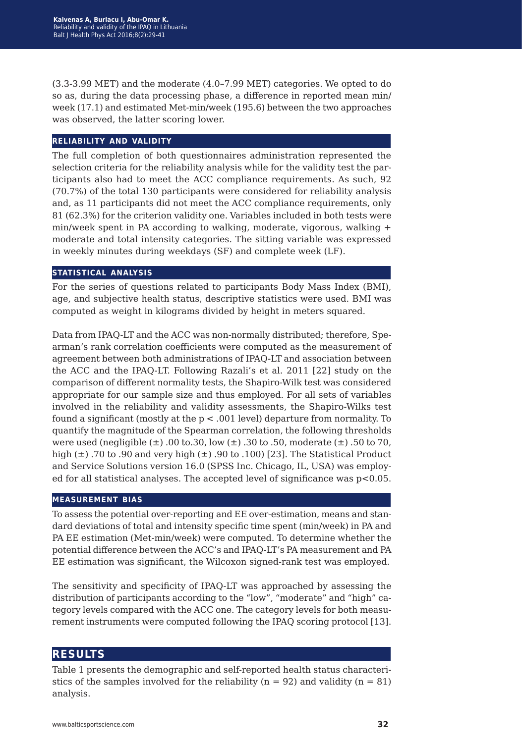(3.3-3.99 MET) and the moderate (4.0–7.99 MET) categories. We opted to do so as, during the data processing phase, a difference in reported mean min/week (17.1) and estimated Met-min/week (195.6) between the two approaches was observed, the latter scoring lower.

## RELIABILITY AND VALIDITY

The full completion of both questionnaires administration represented the selection criteria for the reliability analysis while for the validity test the participants also had to meet the ACC compliance requirements. As such, 92 (70.7%) of the total 130 participants were considered for reliability analysis and, as 11 participants did not meet the ACC compliance requirements, only 81 (62.3%) for the criterion validity one. Variables included in both tests were min/week spent in PA according to walking, moderate, vigorous, walking + moderate and total intensity categories. The sitting variable was expressed in weekly minutes during weekdays (SF) and complete week (LF).

## STATISTICAL ANALYSIS

For the series of questions related to participants Body Mass Index (BMI), age, and subjective health status, descriptive statistics were used. BMI was computed as weight in kilograms divided by height in meters squared.

Data from IPAQ-LT and the ACC was non-normally distributed; therefore, Spearman's rank correlation coefficients were computed as the measurement of agreement between both administrations of IPAQ-LT and association between the ACC and the IPAQ-LT. Following Razali's et al. 2011 [22] study on the comparison of different normality tests, the Shapiro-Wilk test was considered appropriate for our sample size and thus employed. For all sets of variables involved in the reliability and validity assessments, the Shapiro-Wilks test found a significant (mostly at the $p < .001$ level) departure from normality. To quantify the magnitude of the Spearman correlation, the following thresholds were used (negligible (±) .00 to.30, low (±) .30 to .50, moderate (±) .50 to 70, high (±) .70 to .90 and very high (±) .90 to .100) [23]. The Statistical Product and Service Solutions version 16.0 (SPSS Inc. Chicago, IL, USA) was employed for all statistical analyses. The accepted level of significance was $p<0.05$.

## MEASUREMENT BIAS

To assess the potential over-reporting and EE over-estimation, means and standard deviations of total and intensity specific time spent (min/week) in PA and PA EE estimation (Met-min/week) were computed. To determine whether the potential difference between the ACC's and IPAQ-LT's PA measurement and PA EE estimation was significant, the Wilcoxon signed-rank test was employed.

The sensitivity and specificity of IPAQ-LT was approached by assessing the distribution of participants according to the "low", "moderate" and "high" category levels compared with the ACC one. The category levels for both measurement instruments were computed following the IPAQ scoring protocol [13].

# RESULTS

Table 1 presents the demographic and self-reported health status characteristics of the samples involved for the reliability ($n = 92$) and validity ($n = 81$) analysis.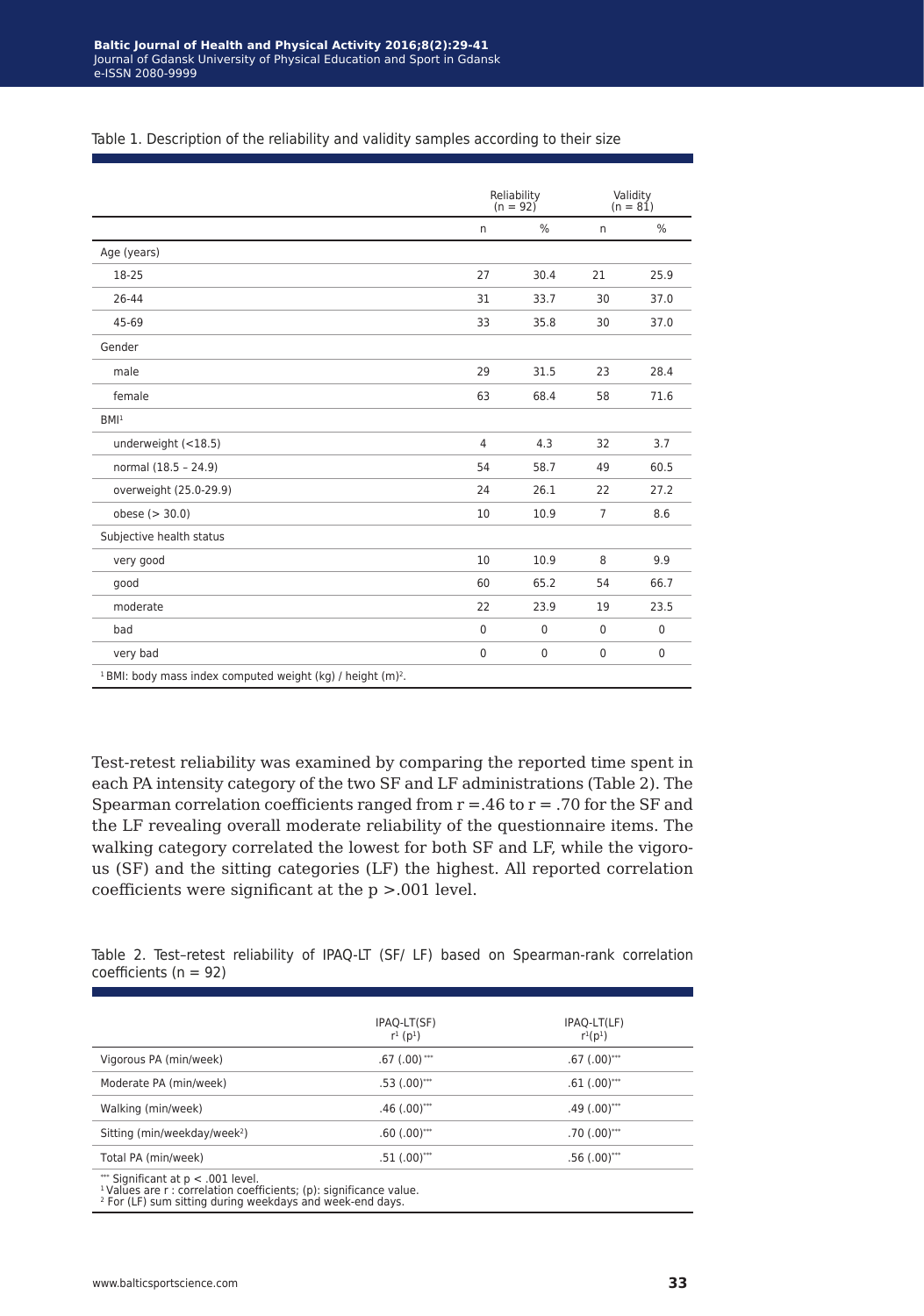Table 1. Description of the reliability and validity samples according to their size

| | Reliability (n = 92) | | Validity (n = 81) | |
|---|---|---|---|---|
| | n | % | n | % |
| Age (years) | | | | |
| 18-25 | 27 | 30.4 | 21 | 25.9 |
| 26-44 | 31 | 33.7 | 30 | 37.0 |
| 45-69 | 33 | 35.8 | 30 | 37.0 |
| Gender | | | | |
| male | 29 | 31.5 | 23 | 28.4 |
| female | 63 | 68.4 | 58 | 71.6 |
| BMI[1] | | | | |
| underweight (<18.5) | 4 | 4.3 | 32 | 3.7 |
| normal (18.5 – 24.9) | 54 | 58.7 | 49 | 60.5 |
| overweight (25.0-29.9) | 24 | 26.1 | 22 | 27.2 |
| obese (> 30.0) | 10 | 10.9 | 7 | 8.6 |
| Subjective health status | | | | |
| very good | 10 | 10.9 | 8 | 9.9 |
| good | 60 | 65.2 | 54 | 66.7 |
| moderate | 22 | 23.9 | 19 | 23.5 |
| bad | 0 | 0 | 0 | 0 |
| very bad | 0 | 0 | 0 | 0 |

[1] BMI: body mass index computed weight (kg) / height (m)$^2$.

Test-retest reliability was examined by comparing the reported time spent in each PA intensity category of the two SF and LF administrations (Table 2). The Spearman correlation coefficients ranged from $r = .46$ to $r = .70$ for the SF and the LF revealing overall moderate reliability of the questionnaire items. The walking category correlated the lowest for both SF and LF, while the vigorous (SF) and the sitting categories (LF) the highest. All reported correlation coefficients were significant at the $p > .001$ level.

Table 2. Test–retest reliability of IPAQ-LT (SF/ LF) based on Spearman-rank correlation coefficients (n = 92)

| | IPAQ-LT(SF) r[1] (p[1]) | IPAQ-LT(LF) r[1](p[1]) |
|---|---|---|
| Vigorous PA (min/week) | .67 (.00)*** | .67 (.00)*** |
| Moderate PA (min/week) | .53 (.00)*** | .61 (.00)*** |
| Walking (min/week) | .46 (.00)*** | .49 (.00)*** |
| Sitting (min/weekday/week[2]) | .60 (.00)*** | .70 (.00)*** |
| Total PA (min/week) | .51 (.00)*** | .56 (.00)*** |

*** Significant at $p < .001$ level.
[1] Values are r : correlation coefficients; (p): significance value.
[2] For (LF) sum sitting during weekdays and week-end days.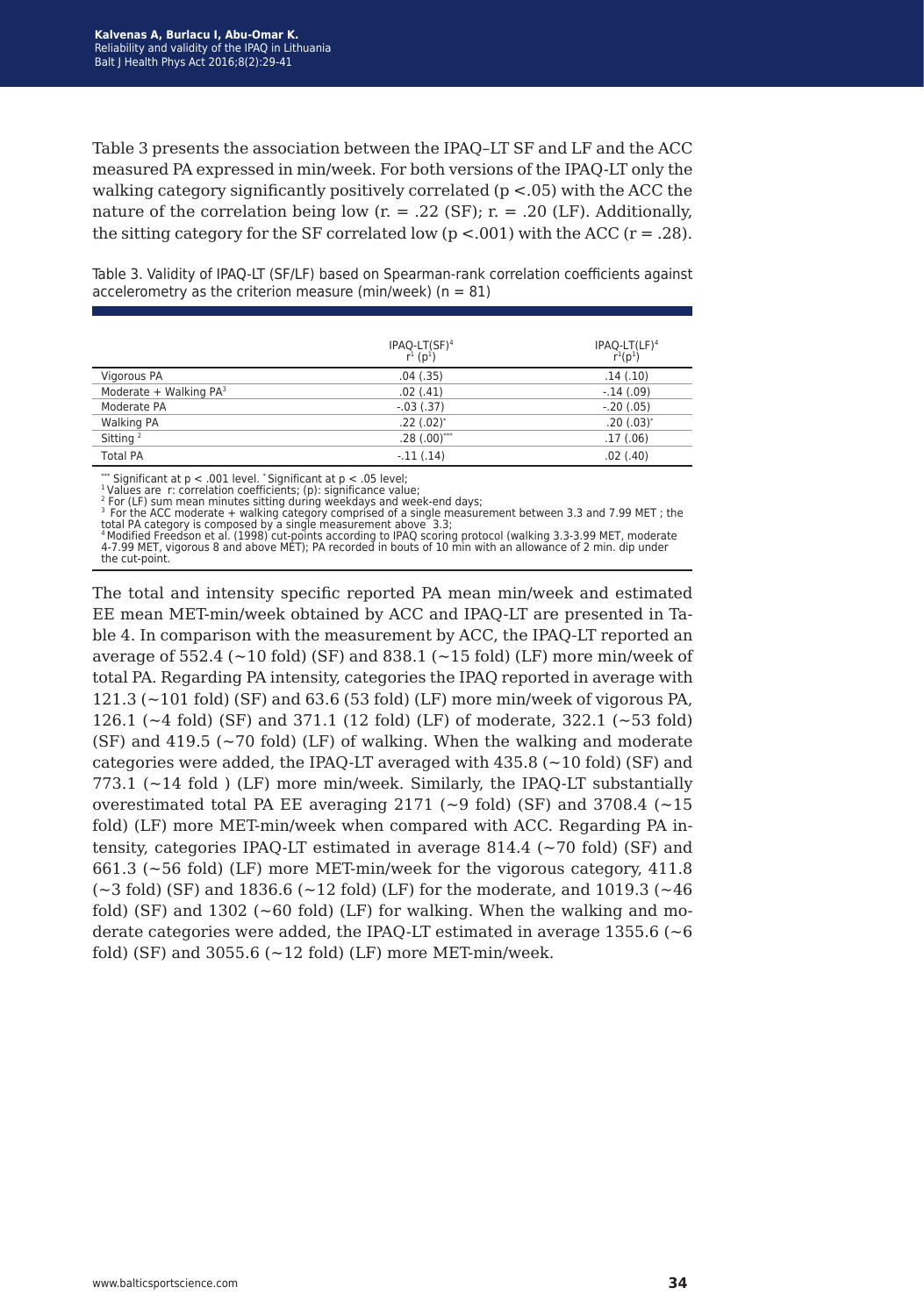Table 3 presents the association between the IPAQ–LT SF and LF and the ACC measured PA expressed in min/week. For both versions of the IPAQ-LT only the walking category significantly positively correlated ($p < .05$) with the ACC the nature of the correlation being low (r. = .22 (SF); r. = .20 (LF). Additionally, the sitting category for the SF correlated low ($p < .001$) with the ACC ($r = .28$).

Table 3. Validity of IPAQ-LT (SF/LF) based on Spearman-rank correlation coefficients against accelerometry as the criterion measure (min/week) (n = 81)

| | IPAQ-LT(SF)[4] r[1] (p[1]) | IPAQ-LT(LF)[4] r[1](p[1]) |
|---|---|---|
| Vigorous PA | .04 (.35) | .14 (.10) |
| Moderate + Walking PA[3] | .02 (.41) | -.14 (.09) |
| Moderate PA | -.03 (.37) | -.20 (.05) |
| Walking PA | .22 (.02)* | .20 (.03)* |
| Sitting [2] | .28 (.00)*** | .17 (.06) |
| Total PA | -.11 (.14) | .02 (.40) |

*** Significant at $p < .001$ level. * Significant at $p < .05$ level;
[1] Values are r: correlation coefficients; (p): significance value;
[2] For (LF) sum mean minutes sitting during weekdays and week-end days;
[3] For the ACC moderate + walking category comprised of a single measurement between 3.3 and 7.99 MET ; the total PA category is composed by a single measurement above 3.3;
[4] Modified Freedson et al. (1998) cut-points according to IPAQ scoring protocol (walking 3.3-3.99 MET, moderate 4-7.99 MET, vigorous 8 and above MET); PA recorded in bouts of 10 min with an allowance of 2 min. dip under the cut-point.

The total and intensity specific reported PA mean min/week and estimated EE mean MET-min/week obtained by ACC and IPAQ-LT are presented in Table 4. In comparison with the measurement by ACC, the IPAQ-LT reported an average of 552.4 (~10 fold) (SF) and 838.1 (~15 fold) (LF) more min/week of total PA. Regarding PA intensity, categories the IPAQ reported in average with 121.3 (~101 fold) (SF) and 63.6 (53 fold) (LF) more min/week of vigorous PA, 126.1 (~4 fold) (SF) and 371.1 (12 fold) (LF) of moderate, 322.1 (~53 fold) (SF) and 419.5 (~70 fold) (LF) of walking. When the walking and moderate categories were added, the IPAQ-LT averaged with 435.8 (~10 fold) (SF) and 773.1 (~14 fold ) (LF) more min/week. Similarly, the IPAQ-LT substantially overestimated total PA EE averaging 2171 (~9 fold) (SF) and 3708.4 (~15 fold) (LF) more MET-min/week when compared with ACC. Regarding PA intensity, categories IPAQ-LT estimated in average 814.4 (~70 fold) (SF) and 661.3 (~56 fold) (LF) more MET-min/week for the vigorous category, 411.8 (~3 fold) (SF) and 1836.6 (~12 fold) (LF) for the moderate, and 1019.3 (~46 fold) (SF) and 1302 (~60 fold) (LF) for walking. When the walking and moderate categories were added, the IPAQ-LT estimated in average 1355.6 (~6 fold) (SF) and 3055.6 (~12 fold) (LF) more MET-min/week.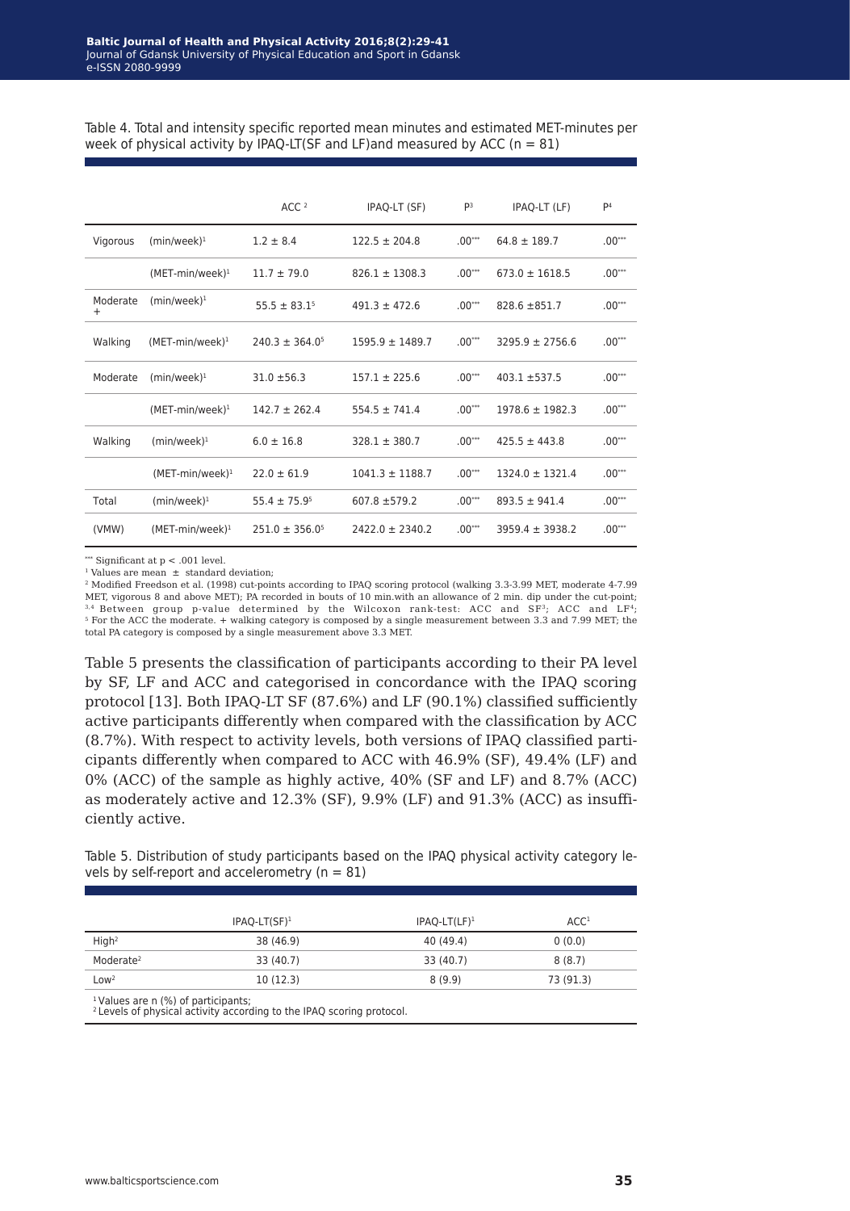Table 4. Total and intensity specific reported mean minutes and estimated MET-minutes per week of physical activity by IPAQ-LT(SF and LF)and measured by ACC (n = 81)

| | | ACC [2] | IPAQ-LT (SF) | P[3] | IPAQ-LT (LF) | P[4] |
|---|---|---|---|---|---|---|
| Vigorous | (min/week)[1] | 1.2 ± 8.4 | 122.5 ± 204.8 | .00*** | 64.8 ± 189.7 | .00*** |
| | (MET-min/week)[1] | 11.7 ± 79.0 | 826.1 ± 1308.3 | .00*** | 673.0 ± 1618.5 | .00*** |
| Moderate + | (min/week)[1] | 55.5 ± 83.1[5] | 491.3 ± 472.6 | .00*** | 828.6 ±851.7 | .00*** |
| Walking | (MET-min/week)[1] | 240.3 ± 364.0[5] | 1595.9 ± 1489.7 | .00*** | 3295.9 ± 2756.6 | .00*** |
| Moderate | (min/week)[1] | 31.0 ±56.3 | 157.1 ± 225.6 | .00*** | 403.1 ±537.5 | .00*** |
| | (MET-min/week)[1] | 142.7 ± 262.4 | 554.5 ± 741.4 | .00*** | 1978.6 ± 1982.3 | .00*** |
| Walking | (min/week)[1] | 6.0 ± 16.8 | 328.1 ± 380.7 | .00*** | 425.5 ± 443.8 | .00*** |
| | (MET-min/week)[1] | 22.0 ± 61.9 | 1041.3 ± 1188.7 | .00*** | 1324.0 ± 1321.4 | .00*** |
| Total | (min/week)[1] | 55.4 ± 75.9[5] | 607.8 ±579.2 | .00*** | 893.5 ± 941.4 | .00*** |
| (VMW) | (MET-min/week)[1] | 251.0 ± 356.0[5] | 2422.0 ± 2340.2 | .00*** | 3959.4 ± 3938.2 | .00*** |

*** Significant at p < .001 level.
[1] Values are mean ± standard deviation;
[2] Modified Freedson et al. (1998) cut-points according to IPAQ scoring protocol (walking 3.3-3.99 MET, moderate 4-7.99 MET, vigorous 8 and above MET); PA recorded in bouts of 10 min.with an allowance of 2 min. dip under the cut-point;
[3,4] Between group p-value determined by the Wilcoxon rank-test: ACC and SF[3]; ACC and LF[4];
[5] For the ACC the moderate. + walking category is composed by a single measurement between 3.3 and 7.99 MET; the total PA category is composed by a single measurement above 3.3 MET.

Table 5 presents the classification of participants according to their PA level by SF, LF and ACC and categorised in concordance with the IPAQ scoring protocol [13]. Both IPAQ-LT SF (87.6%) and LF (90.1%) classified sufficiently active participants differently when compared with the classification by ACC (8.7%). With respect to activity levels, both versions of IPAQ classified participants differently when compared to ACC with 46.9% (SF), 49.4% (LF) and 0% (ACC) of the sample as highly active, 40% (SF and LF) and 8.7% (ACC) as moderately active and 12.3% (SF), 9.9% (LF) and 91.3% (ACC) as insufficiently active.

Table 5. Distribution of study participants based on the IPAQ physical activity category levels by self-report and accelerometry (n = 81)

| | IPAQ-LT(SF)[1] | IPAQ-LT(LF)[1] | ACC[1] |
|---|---|---|---|
| High[2] | 38 (46.9) | 40 (49.4) | 0 (0.0) |
| Moderate[2] | 33 (40.7) | 33 (40.7) | 8 (8.7) |
| Low[2] | 10 (12.3) | 8 (9.9) | 73 (91.3) |

[1] Values are n (%) of participants;
[2] Levels of physical activity according to the IPAQ scoring protocol.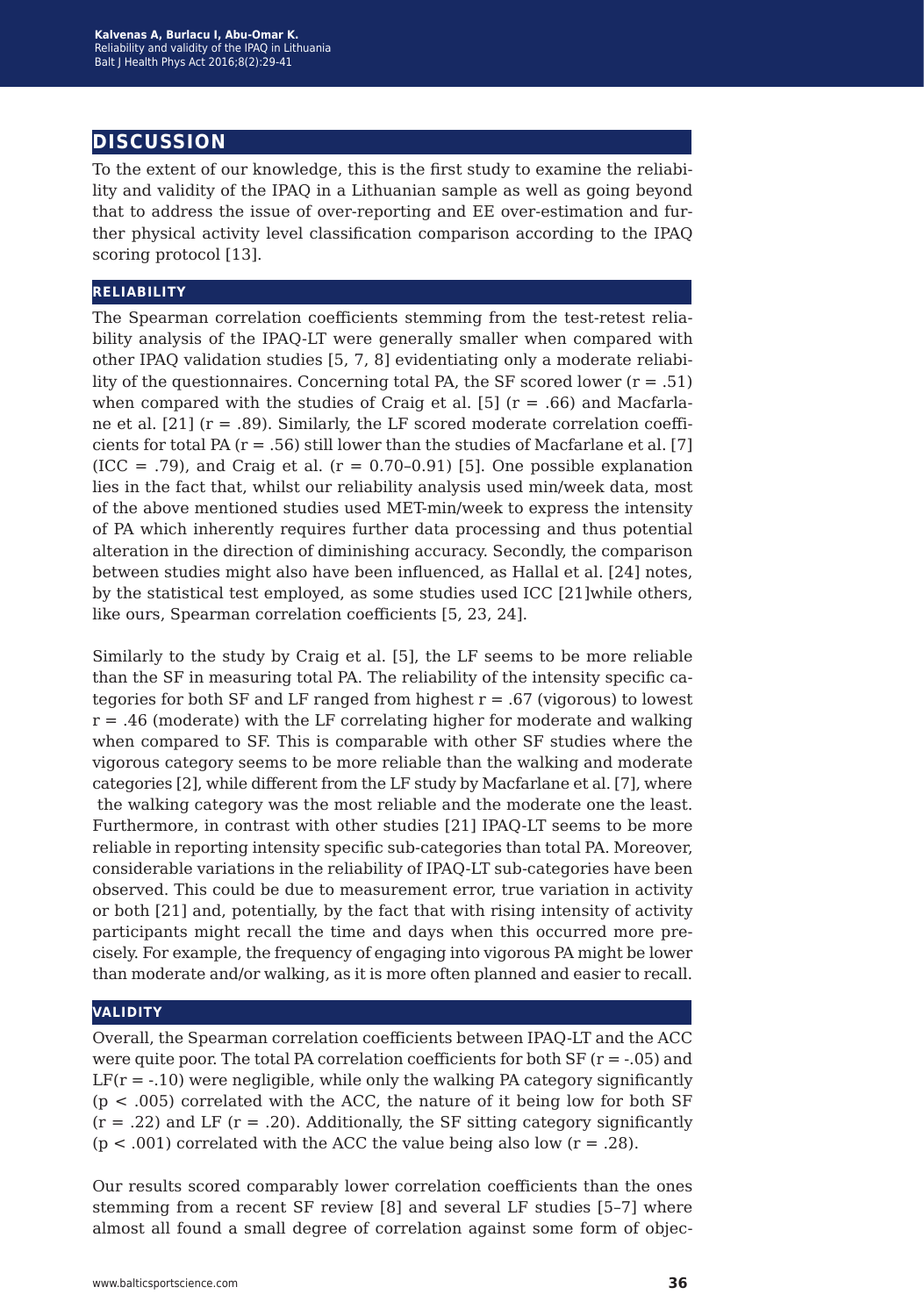## DISCUSSION

To the extent of our knowledge, this is the first study to examine the reliability and validity of the IPAQ in a Lithuanian sample as well as going beyond that to address the issue of over-reporting and EE over-estimation and further physical activity level classification comparison according to the IPAQ scoring protocol [13].

### RELIABILITY

The Spearman correlation coefficients stemming from the test-retest reliability analysis of the IPAQ-LT were generally smaller when compared with other IPAQ validation studies [5, 7, 8] evidentiating only a moderate reliability of the questionnaires. Concerning total PA, the SF scored lower ($r = .51$) when compared with the studies of Craig et al. [5] ($r = .66$) and Macfarlane et al. [21] ($r = .89$). Similarly, the LF scored moderate correlation coefficients for total PA ($r = .56$) still lower than the studies of Macfarlane et al. [7] ($ICC = .79$), and Craig et al. ($r = 0.70–0.91$) [5]. One possible explanation lies in the fact that, whilst our reliability analysis used min/week data, most of the above mentioned studies used MET-min/week to express the intensity of PA which inherently requires further data processing and thus potential alteration in the direction of diminishing accuracy. Secondly, the comparison between studies might also have been influenced, as Hallal et al. [24] notes, by the statistical test employed, as some studies used ICC [21]while others, like ours, Spearman correlation coefficients [5, 23, 24].

Similarly to the study by Craig et al. [5], the LF seems to be more reliable than the SF in measuring total PA. The reliability of the intensity specific categories for both SF and LF ranged from highest $r = .67$ (vigorous) to lowest $r = .46$ (moderate) with the LF correlating higher for moderate and walking when compared to SF. This is comparable with other SF studies where the vigorous category seems to be more reliable than the walking and moderate categories [2], while different from the LF study by Macfarlane et al. [7], where the walking category was the most reliable and the moderate one the least. Furthermore, in contrast with other studies [21] IPAQ-LT seems to be more reliable in reporting intensity specific sub-categories than total PA. Moreover, considerable variations in the reliability of IPAQ-LT sub-categories have been observed. This could be due to measurement error, true variation in activity or both [21] and, potentially, by the fact that with rising intensity of activity participants might recall the time and days when this occurred more precisely. For example, the frequency of engaging into vigorous PA might be lower than moderate and/or walking, as it is more often planned and easier to recall.

### VALIDITY

Overall, the Spearman correlation coefficients between IPAQ-LT and the ACC were quite poor. The total PA correlation coefficients for both SF ($r = -.05$) and LF($r = -.10$) were negligible, while only the walking PA category significantly ($p < .005$) correlated with the ACC, the nature of it being low for both SF ($r = .22$) and LF ($r = .20$). Additionally, the SF sitting category significantly ($p < .001$) correlated with the ACC the value being also low ($r = .28$).

Our results scored comparably lower correlation coefficients than the ones stemming from a recent SF review [8] and several LF studies [5–7] where almost all found a small degree of correlation against some form of objec-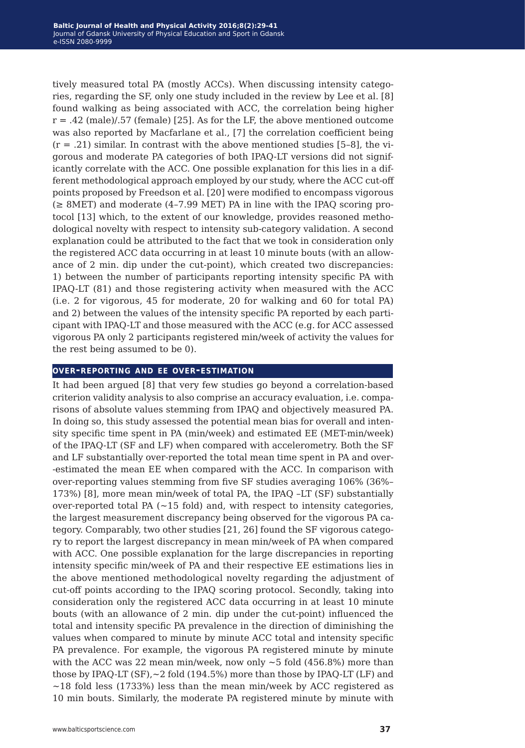tively measured total PA (mostly ACCs). When discussing intensity categories, regarding the SF, only one study included in the review by Lee et al. [8] found walking as being associated with ACC, the correlation being higher r = .42 (male)/.57 (female) [25]. As for the LF, the above mentioned outcome was also reported by Macfarlane et al., [7] the correlation coefficient being (r = .21) similar. In contrast with the above mentioned studies [5–8], the vigorous and moderate PA categories of both IPAQ-LT versions did not significantly correlate with the ACC. One possible explanation for this lies in a different methodological approach employed by our study, where the ACC cut-off points proposed by Freedson et al. [20] were modified to encompass vigorous (≥ 8MET) and moderate (4–7.99 MET) PA in line with the IPAQ scoring protocol [13] which, to the extent of our knowledge, provides reasoned methodological novelty with respect to intensity sub-category validation. A second explanation could be attributed to the fact that we took in consideration only the registered ACC data occurring in at least 10 minute bouts (with an allowance of 2 min. dip under the cut-point), which created two discrepancies: 1) between the number of participants reporting intensity specific PA with IPAQ-LT (81) and those registering activity when measured with the ACC (i.e. 2 for vigorous, 45 for moderate, 20 for walking and 60 for total PA) and 2) between the values of the intensity specific PA reported by each participant with IPAQ-LT and those measured with the ACC (e.g. for ACC assessed vigorous PA only 2 participants registered min/week of activity the values for the rest being assumed to be 0).

## OVER-REPORTING AND EE OVER-ESTIMATION

It had been argued [8] that very few studies go beyond a correlation-based criterion validity analysis to also comprise an accuracy evaluation, i.e. comparisons of absolute values stemming from IPAQ and objectively measured PA. In doing so, this study assessed the potential mean bias for overall and intensity specific time spent in PA (min/week) and estimated EE (MET-min/week) of the IPAQ-LT (SF and LF) when compared with accelerometry. Both the SF and LF substantially over-reported the total mean time spent in PA and over-estimated the mean EE when compared with the ACC. In comparison with over-reporting values stemming from five SF studies averaging 106% (36%–173%) [8], more mean min/week of total PA, the IPAQ –LT (SF) substantially over-reported total PA (~15 fold) and, with respect to intensity categories, the largest measurement discrepancy being observed for the vigorous PA category. Comparably, two other studies [21, 26] found the SF vigorous category to report the largest discrepancy in mean min/week of PA when compared with ACC. One possible explanation for the large discrepancies in reporting intensity specific min/week of PA and their respective EE estimations lies in the above mentioned methodological novelty regarding the adjustment of cut-off points according to the IPAQ scoring protocol. Secondly, taking into consideration only the registered ACC data occurring in at least 10 minute bouts (with an allowance of 2 min. dip under the cut-point) influenced the total and intensity specific PA prevalence in the direction of diminishing the values when compared to minute by minute ACC total and intensity specific PA prevalence. For example, the vigorous PA registered minute by minute with the ACC was 22 mean min/week, now only ~5 fold (456.8%) more than those by IPAQ-LT (SF),~2 fold (194.5%) more than those by IPAQ-LT (LF) and ~18 fold less (1733%) less than the mean min/week by ACC registered as 10 min bouts. Similarly, the moderate PA registered minute by minute with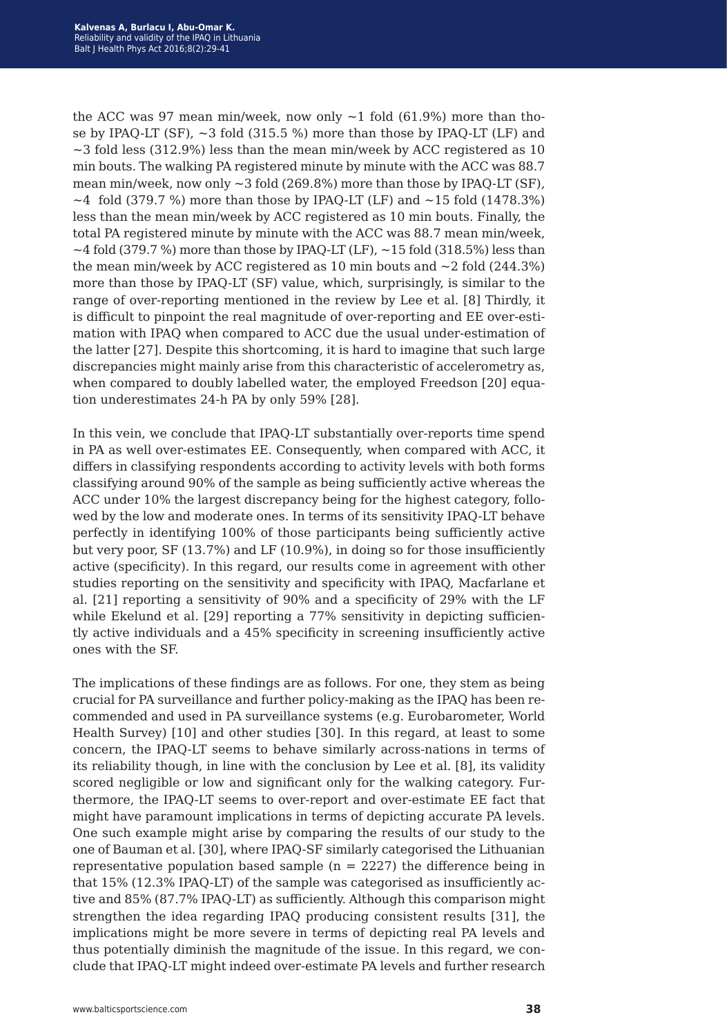the ACC was 97 mean min/week, now only ~1 fold (61.9%) more than those by IPAQ-LT (SF), ~3 fold (315.5 %) more than those by IPAQ-LT (LF) and ~3 fold less (312.9%) less than the mean min/week by ACC registered as 10 min bouts. The walking PA registered minute by minute with the ACC was 88.7 mean min/week, now only ~3 fold (269.8%) more than those by IPAQ-LT (SF), ~4 fold (379.7 %) more than those by IPAQ-LT (LF) and ~15 fold (1478.3%) less than the mean min/week by ACC registered as 10 min bouts. Finally, the total PA registered minute by minute with the ACC was 88.7 mean min/week, ~4 fold (379.7 %) more than those by IPAQ-LT (LF), ~15 fold (318.5%) less than the mean min/week by ACC registered as 10 min bouts and ~2 fold (244.3%) more than those by IPAQ-LT (SF) value, which, surprisingly, is similar to the range of over-reporting mentioned in the review by Lee et al. [8] Thirdly, it is difficult to pinpoint the real magnitude of over-reporting and EE over-estimation with IPAQ when compared to ACC due the usual under-estimation of the latter [27]. Despite this shortcoming, it is hard to imagine that such large discrepancies might mainly arise from this characteristic of accelerometry as, when compared to doubly labelled water, the employed Freedson [20] equation underestimates 24-h PA by only 59% [28].

In this vein, we conclude that IPAQ-LT substantially over-reports time spend in PA as well over-estimates EE. Consequently, when compared with ACC, it differs in classifying respondents according to activity levels with both forms classifying around 90% of the sample as being sufficiently active whereas the ACC under 10% the largest discrepancy being for the highest category, followed by the low and moderate ones. In terms of its sensitivity IPAQ-LT behave perfectly in identifying 100% of those participants being sufficiently active but very poor, SF (13.7%) and LF (10.9%), in doing so for those insufficiently active (specificity). In this regard, our results come in agreement with other studies reporting on the sensitivity and specificity with IPAQ, Macfarlane et al. [21] reporting a sensitivity of 90% and a specificity of 29% with the LF while Ekelund et al. [29] reporting a 77% sensitivity in depicting sufficiently active individuals and a 45% specificity in screening insufficiently active ones with the SF.

The implications of these findings are as follows. For one, they stem as being crucial for PA surveillance and further policy-making as the IPAQ has been recommended and used in PA surveillance systems (e.g. Eurobarometer, World Health Survey) [10] and other studies [30]. In this regard, at least to some concern, the IPAQ-LT seems to behave similarly across-nations in terms of its reliability though, in line with the conclusion by Lee et al. [8], its validity scored negligible or low and significant only for the walking category. Furthermore, the IPAQ-LT seems to over-report and over-estimate EE fact that might have paramount implications in terms of depicting accurate PA levels. One such example might arise by comparing the results of our study to the one of Bauman et al. [30], where IPAQ-SF similarly categorised the Lithuanian representative population based sample (n = 2227) the difference being in that 15% (12.3% IPAQ-LT) of the sample was categorised as insufficiently active and 85% (87.7% IPAQ-LT) as sufficiently. Although this comparison might strengthen the idea regarding IPAQ producing consistent results [31], the implications might be more severe in terms of depicting real PA levels and thus potentially diminish the magnitude of the issue. In this regard, we conclude that IPAQ-LT might indeed over-estimate PA levels and further research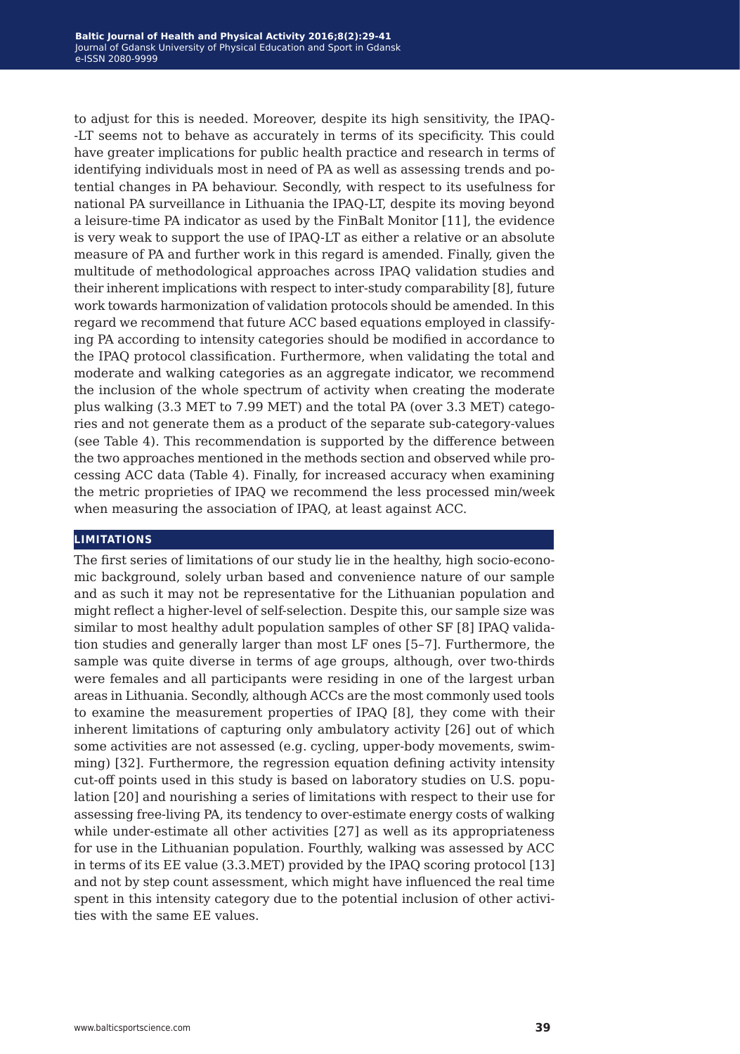to adjust for this is needed. Moreover, despite its high sensitivity, the IPAQ-LT seems not to behave as accurately in terms of its specificity. This could have greater implications for public health practice and research in terms of identifying individuals most in need of PA as well as assessing trends and potential changes in PA behaviour. Secondly, with respect to its usefulness for national PA surveillance in Lithuania the IPAQ-LT, despite its moving beyond a leisure-time PA indicator as used by the FinBalt Monitor [11], the evidence is very weak to support the use of IPAQ-LT as either a relative or an absolute measure of PA and further work in this regard is amended. Finally, given the multitude of methodological approaches across IPAQ validation studies and their inherent implications with respect to inter-study comparability [8], future work towards harmonization of validation protocols should be amended. In this regard we recommend that future ACC based equations employed in classifying PA according to intensity categories should be modified in accordance to the IPAQ protocol classification. Furthermore, when validating the total and moderate and walking categories as an aggregate indicator, we recommend the inclusion of the whole spectrum of activity when creating the moderate plus walking (3.3 MET to 7.99 MET) and the total PA (over 3.3 MET) categories and not generate them as a product of the separate sub-category-values (see Table 4). This recommendation is supported by the difference between the two approaches mentioned in the methods section and observed while processing ACC data (Table 4). Finally, for increased accuracy when examining the metric proprieties of IPAQ we recommend the less processed min/week when measuring the association of IPAQ, at least against ACC.

## LIMITATIONS

The first series of limitations of our study lie in the healthy, high socio-economic background, solely urban based and convenience nature of our sample and as such it may not be representative for the Lithuanian population and might reflect a higher-level of self-selection. Despite this, our sample size was similar to most healthy adult population samples of other SF [8] IPAQ validation studies and generally larger than most LF ones [5–7]. Furthermore, the sample was quite diverse in terms of age groups, although, over two-thirds were females and all participants were residing in one of the largest urban areas in Lithuania. Secondly, although ACCs are the most commonly used tools to examine the measurement properties of IPAQ [8], they come with their inherent limitations of capturing only ambulatory activity [26] out of which some activities are not assessed (e.g. cycling, upper-body movements, swimming) [32]. Furthermore, the regression equation defining activity intensity cut-off points used in this study is based on laboratory studies on U.S. population [20] and nourishing a series of limitations with respect to their use for assessing free-living PA, its tendency to over-estimate energy costs of walking while under-estimate all other activities [27] as well as its appropriateness for use in the Lithuanian population. Fourthly, walking was assessed by ACC in terms of its EE value (3.3.MET) provided by the IPAQ scoring protocol [13] and not by step count assessment, which might have influenced the real time spent in this intensity category due to the potential inclusion of other activities with the same EE values.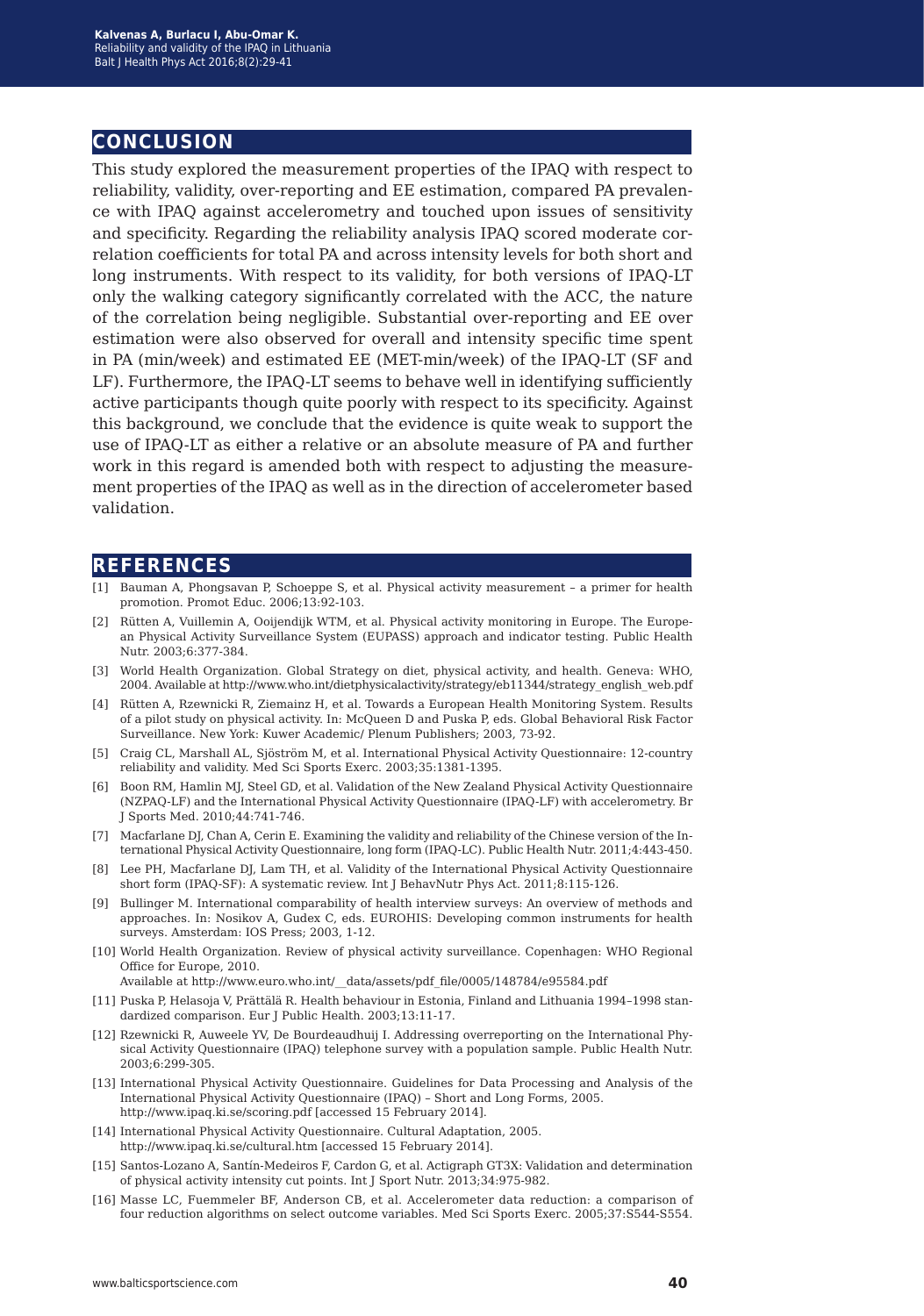## CONCLUSION

This study explored the measurement properties of the IPAQ with respect to reliability, validity, over-reporting and EE estimation, compared PA prevalence with IPAQ against accelerometry and touched upon issues of sensitivity and specificity. Regarding the reliability analysis IPAQ scored moderate correlation coefficients for total PA and across intensity levels for both short and long instruments. With respect to its validity, for both versions of IPAQ-LT only the walking category significantly correlated with the ACC, the nature of the correlation being negligible. Substantial over-reporting and EE over estimation were also observed for overall and intensity specific time spent in PA (min/week) and estimated EE (MET-min/week) of the IPAQ-LT (SF and LF). Furthermore, the IPAQ-LT seems to behave well in identifying sufficiently active participants though quite poorly with respect to its specificity. Against this background, we conclude that the evidence is quite weak to support the use of IPAQ-LT as either a relative or an absolute measure of PA and further work in this regard is amended both with respect to adjusting the measurement properties of the IPAQ as well as in the direction of accelerometer based validation.

## REFERENCES

[1] Bauman A, Phongsavan P, Schoeppe S, et al. Physical activity measurement – a primer for health promotion. Promot Educ. 2006;13:92-103.

[2] Rütten A, Vuillemin A, Ooijendijk WTM, et al. Physical activity monitoring in Europe. The European Physical Activity Surveillance System (EUPASS) approach and indicator testing. Public Health Nutr. 2003;6:377-384.

[3] World Health Organization. Global Strategy on diet, physical activity, and health. Geneva: WHO, 2004. Available at http://www.who.int/dietphysicalactivity/strategy/eb11344/strategy_english_web.pdf

[4] Rütten A, Rzewnicki R, Ziemainz H, et al. Towards a European Health Monitoring System. Results of a pilot study on physical activity. In: McQueen D and Puska P, eds. Global Behavioral Risk Factor Surveillance. New York: Kuwer Academic/ Plenum Publishers; 2003, 73-92.

[5] Craig CL, Marshall AL, Sjöström M, et al. International Physical Activity Questionnaire: 12-country reliability and validity. Med Sci Sports Exerc. 2003;35:1381-1395.

[6] Boon RM, Hamlin MJ, Steel GD, et al. Validation of the New Zealand Physical Activity Questionnaire (NZPAQ-LF) and the International Physical Activity Questionnaire (IPAQ-LF) with accelerometry. Br J Sports Med. 2010;44:741-746.

[7] Macfarlane DJ, Chan A, Cerin E. Examining the validity and reliability of the Chinese version of the International Physical Activity Questionnaire, long form (IPAQ-LC). Public Health Nutr. 2011;4:443-450.

[8] Lee PH, Macfarlane DJ, Lam TH, et al. Validity of the International Physical Activity Questionnaire short form (IPAQ-SF): A systematic review. Int J BehavNutr Phys Act. 2011;8:115-126.

[9] Bullinger M. International comparability of health interview surveys: An overview of methods and approaches. In: Nosikov A, Gudex C, eds. EUROHIS: Developing common instruments for health surveys. Amsterdam: IOS Press; 2003, 1-12.

[10] World Health Organization. Review of physical activity surveillance. Copenhagen: WHO Regional Office for Europe, 2010.
Available at http://www.euro.who.int/__data/assets/pdf_file/0005/148784/e95584.pdf

[11] Puska P, Helasoja V, Prättälä R. Health behaviour in Estonia, Finland and Lithuania 1994–1998 standardized comparison. Eur J Public Health. 2003;13:11-17.

[12] Rzewnicki R, Auweele YV, De Bourdeaudhuij I. Addressing overreporting on the International Physical Activity Questionnaire (IPAQ) telephone survey with a population sample. Public Health Nutr. 2003;6:299-305.

[13] International Physical Activity Questionnaire. Guidelines for Data Processing and Analysis of the International Physical Activity Questionnaire (IPAQ) – Short and Long Forms, 2005.
http://www.ipaq.ki.se/scoring.pdf [accessed 15 February 2014].

[14] International Physical Activity Questionnaire. Cultural Adaptation, 2005.
http://www.ipaq.ki.se/cultural.htm [accessed 15 February 2014].

[15] Santos-Lozano A, Santín-Medeiros F, Cardon G, et al. Actigraph GT3X: Validation and determination of physical activity intensity cut points. Int J Sport Nutr. 2013;34:975-982.

[16] Masse LC, Fuemmeler BF, Anderson CB, et al. Accelerometer data reduction: a comparison of four reduction algorithms on select outcome variables. Med Sci Sports Exerc. 2005;37:S544-S554.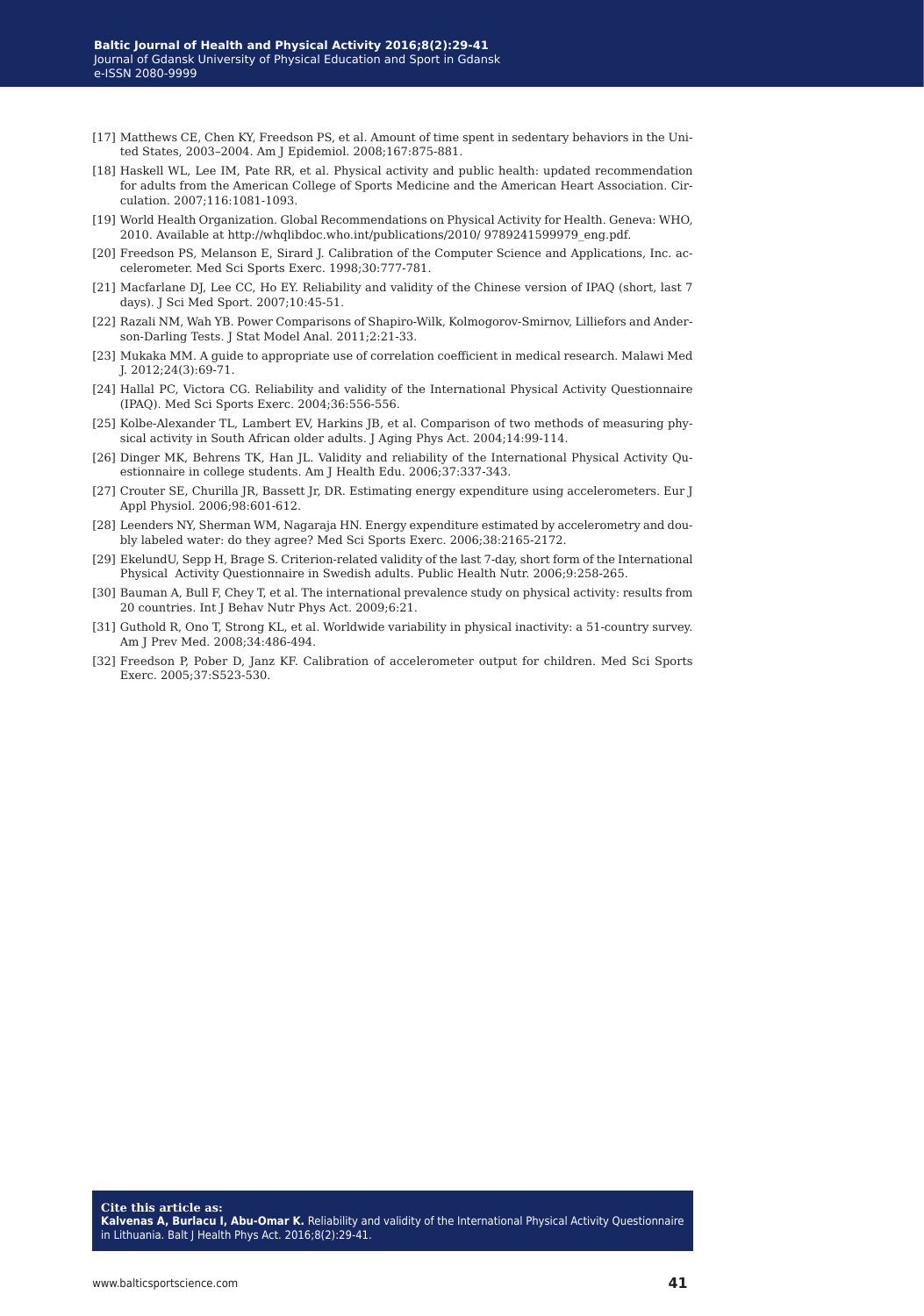[17] Matthews CE, Chen KY, Freedson PS, et al. Amount of time spent in sedentary behaviors in the United States, 2003–2004. Am J Epidemiol. 2008;167:875-881.

[18] Haskell WL, Lee IM, Pate RR, et al. Physical activity and public health: updated recommendation for adults from the American College of Sports Medicine and the American Heart Association. Circulation. 2007;116:1081-1093.

[19] World Health Organization. Global Recommendations on Physical Activity for Health. Geneva: WHO, 2010. Available at http://whqlibdoc.who.int/publications/2010/ 9789241599979_eng.pdf.

[20] Freedson PS, Melanson E, Sirard J. Calibration of the Computer Science and Applications, Inc. accelerometer. Med Sci Sports Exerc. 1998;30:777-781.

[21] Macfarlane DJ, Lee CC, Ho EY. Reliability and validity of the Chinese version of IPAQ (short, last 7 days). J Sci Med Sport. 2007;10:45-51.

[22] Razali NM, Wah YB. Power Comparisons of Shapiro-Wilk, Kolmogorov-Smirnov, Lilliefors and Anderson-Darling Tests. J Stat Model Anal. 2011;2:21-33.

[23] Mukaka MM. A guide to appropriate use of correlation coefficient in medical research. Malawi Med J. 2012;24(3):69-71.

[24] Hallal PC, Victora CG. Reliability and validity of the International Physical Activity Questionnaire (IPAQ). Med Sci Sports Exerc. 2004;36:556-556.

[25] Kolbe-Alexander TL, Lambert EV, Harkins JB, et al. Comparison of two methods of measuring physical activity in South African older adults. J Aging Phys Act. 2004;14:99-114.

[26] Dinger MK, Behrens TK, Han JL. Validity and reliability of the International Physical Activity Questionnaire in college students. Am J Health Edu. 2006;37:337-343.

[27] Crouter SE, Churilla JR, Bassett Jr, DR. Estimating energy expenditure using accelerometers. Eur J Appl Physiol. 2006;98:601-612.

[28] Leenders NY, Sherman WM, Nagaraja HN. Energy expenditure estimated by accelerometry and doubly labeled water: do they agree? Med Sci Sports Exerc. 2006;38:2165-2172.

[29] EkelundU, Sepp H, Brage S. Criterion-related validity of the last 7-day, short form of the International Physical Activity Questionnaire in Swedish adults. Public Health Nutr. 2006;9:258-265.

[30] Bauman A, Bull F, Chey T, et al. The international prevalence study on physical activity: results from 20 countries. Int J Behav Nutr Phys Act. 2009;6:21.

[31] Guthold R, Ono T, Strong KL, et al. Worldwide variability in physical inactivity: a 51-country survey. Am J Prev Med. 2008;34:486-494.

[32] Freedson P, Pober D, Janz KF. Calibration of accelerometer output for children. Med Sci Sports Exerc. 2005;37:S523-530.

**Cite this article as:**
**Kalvenas A, Burlacu I, Abu-Omar K.** Reliability and validity of the International Physical Activity Questionnaire in Lithuania. Balt J Health Phys Act. 2016;8(2):29-41.